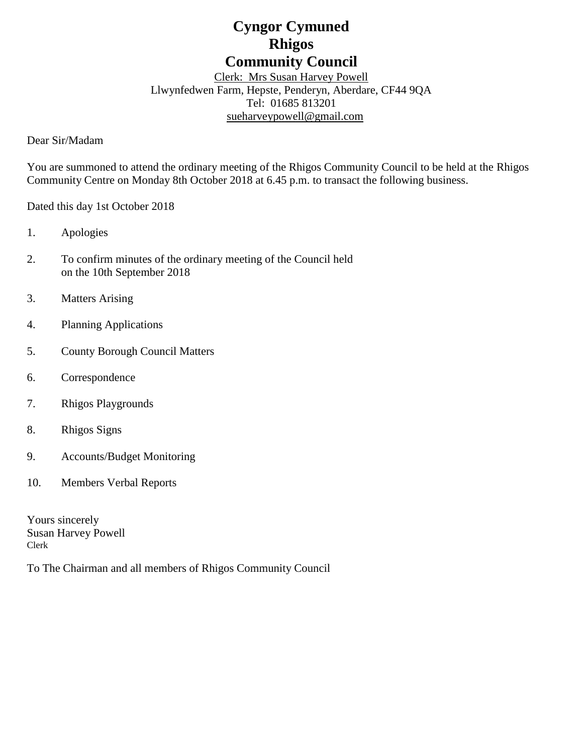# Cyngor Cymuned
# Rhigos
# Community Council

Clerk: Mrs Susan Harvey Powell
Llwynfedwen Farm, Hepste, Penderyn, Aberdare, CF44 9QA
Tel: 01685 813201
sueharveypowell@gmail.com

Dear Sir/Madam

You are summoned to attend the ordinary meeting of the Rhigos Community Council to be held at the Rhigos Community Centre on Monday 8th October 2018 at 6.45 p.m. to transact the following business.

Dated this day 1st October 2018

1. Apologies
2. To confirm minutes of the ordinary meeting of the Council held on the 10th September 2018
3. Matters Arising
4. Planning Applications
5. County Borough Council Matters
6. Correspondence
7. Rhigos Playgrounds
8. Rhigos Signs
9. Accounts/Budget Monitoring
10. Members Verbal Reports

Yours sincerely
Susan Harvey Powell
Clerk

To The Chairman and all members of Rhigos Community Council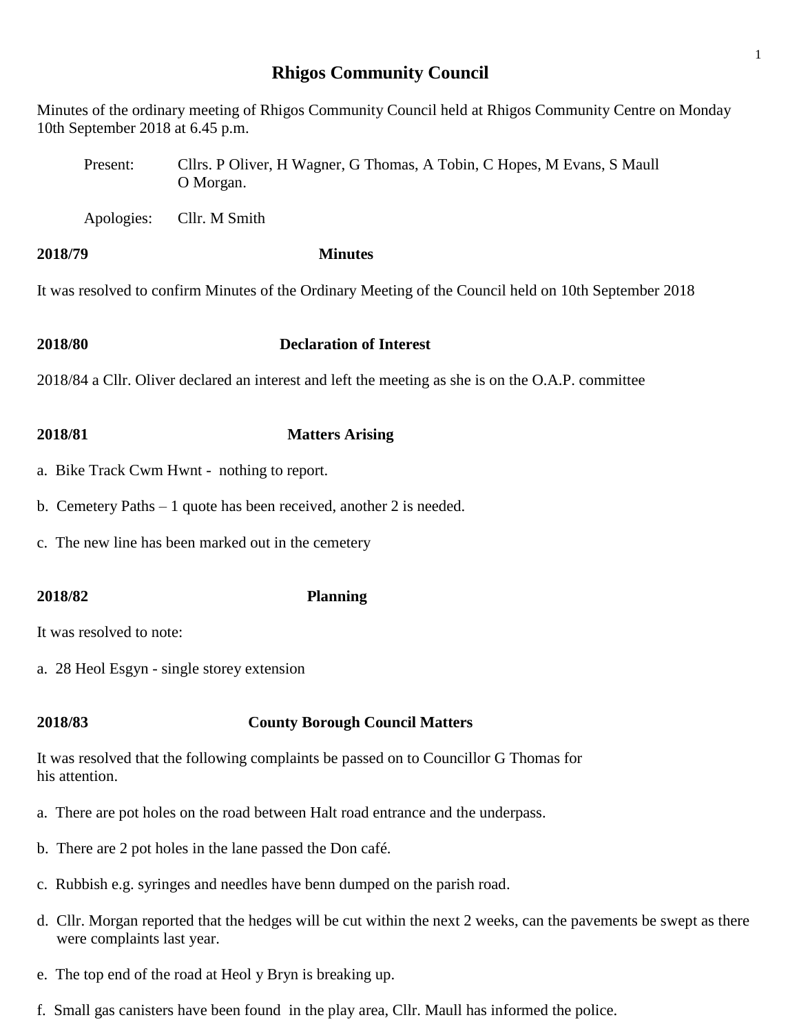# Rhigos Community Council

Minutes of the ordinary meeting of Rhigos Community Council held at Rhigos Community Centre on Monday 10th September 2018 at 6.45 p.m.

Present: Cllrs. P Oliver, H Wagner, G Thomas, A Tobin, C Hopes, M Evans, S Maull O Morgan.

Apologies: Cllr. M Smith

**2018/79 Minutes**

It was resolved to confirm Minutes of the Ordinary Meeting of the Council held on 10th September 2018

**2018/80 Declaration of Interest**

2018/84 a Cllr. Oliver declared an interest and left the meeting as she is on the O.A.P. committee

**2018/81 Matters Arising**

a. Bike Track Cwm Hwnt - nothing to report.

b. Cemetery Paths – 1 quote has been received, another 2 is needed.

c. The new line has been marked out in the cemetery

**2018/82 Planning**

It was resolved to note:

a. 28 Heol Esgyn - single storey extension

**2018/83 County Borough Council Matters**

It was resolved that the following complaints be passed on to Councillor G Thomas for his attention.

a. There are pot holes on the road between Halt road entrance and the underpass.

b. There are 2 pot holes in the lane passed the Don café.

c. Rubbish e.g. syringes and needles have benn dumped on the parish road.

d. Cllr. Morgan reported that the hedges will be cut within the next 2 weeks, can the pavements be swept as there were complaints last year.

e. The top end of the road at Heol y Bryn is breaking up.

f. Small gas canisters have been found in the play area, Cllr. Maull has informed the police.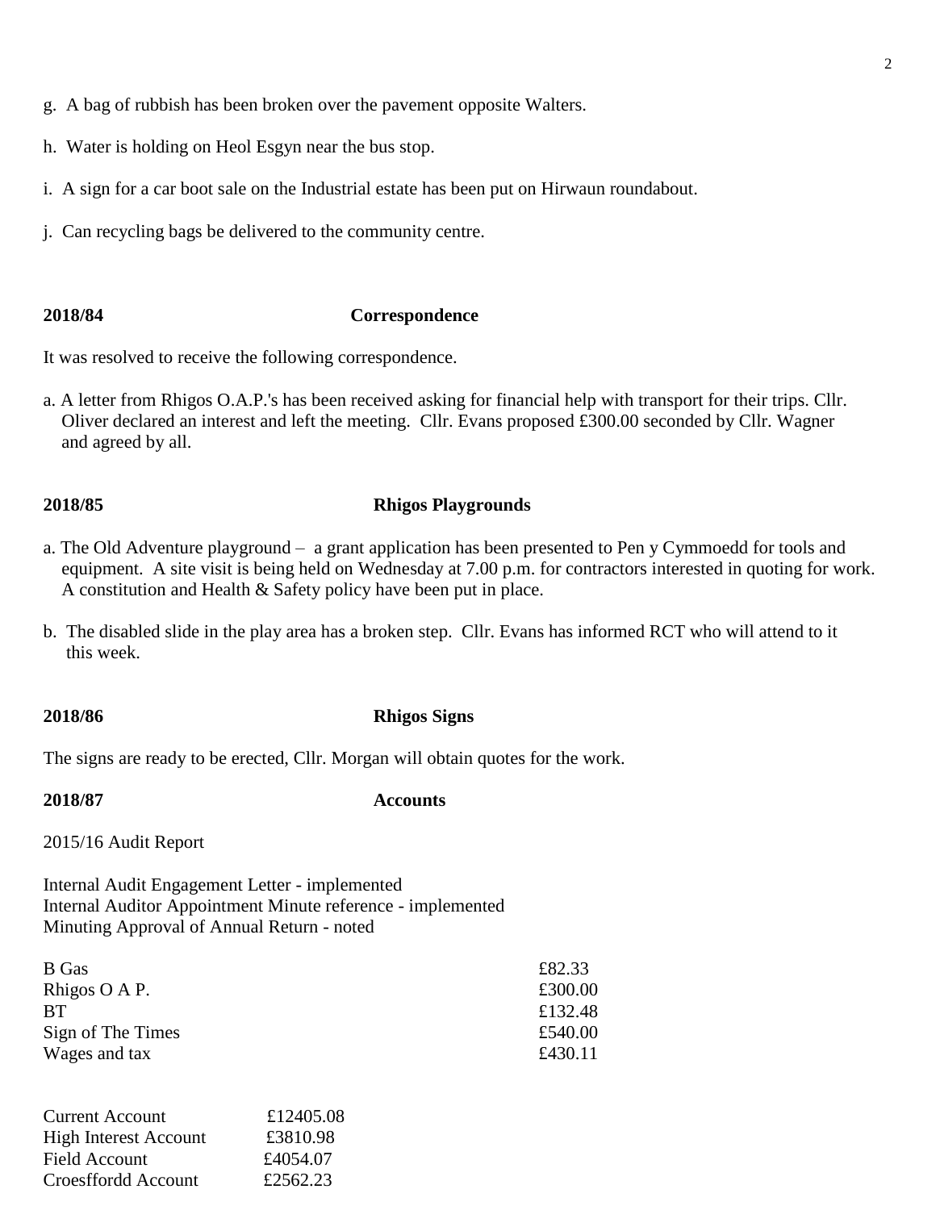g. A bag of rubbish has been broken over the pavement opposite Walters.

h. Water is holding on Heol Esgyn near the bus stop.

i. A sign for a car boot sale on the Industrial estate has been put on Hirwaun roundabout.

j. Can recycling bags be delivered to the community centre.

**2018/84 Correspondence**

It was resolved to receive the following correspondence.

a. A letter from Rhigos O.A.P.'s has been received asking for financial help with transport for their trips. Cllr. Oliver declared an interest and left the meeting. Cllr. Evans proposed £300.00 seconded by Cllr. Wagner and agreed by all.

**2018/85 Rhigos Playgrounds**

a. The Old Adventure playground – a grant application has been presented to Pen y Cymmoedd for tools and equipment. A site visit is being held on Wednesday at 7.00 p.m. for contractors interested in quoting for work. A constitution and Health & Safety policy have been put in place.

b. The disabled slide in the play area has a broken step. Cllr. Evans has informed RCT who will attend to it this week.

**2018/86 Rhigos Signs**

The signs are ready to be erected, Cllr. Morgan will obtain quotes for the work.

**2018/87 Accounts**

2015/16 Audit Report

Internal Audit Engagement Letter - implemented
Internal Auditor Appointment Minute reference - implemented
Minuting Approval of Annual Return - noted

| | |
|---|---|
| B Gas | £82.33 |
| Rhigos O A P. | £300.00 |
| BT | £132.48 |
| Sign of The Times | £540.00 |
| Wages and tax | £430.11 |

| | |
|---|---|
| Current Account | £12405.08 |
| High Interest Account | £3810.98 |
| Field Account | £4054.07 |
| Croesffordd Account | £2562.23 |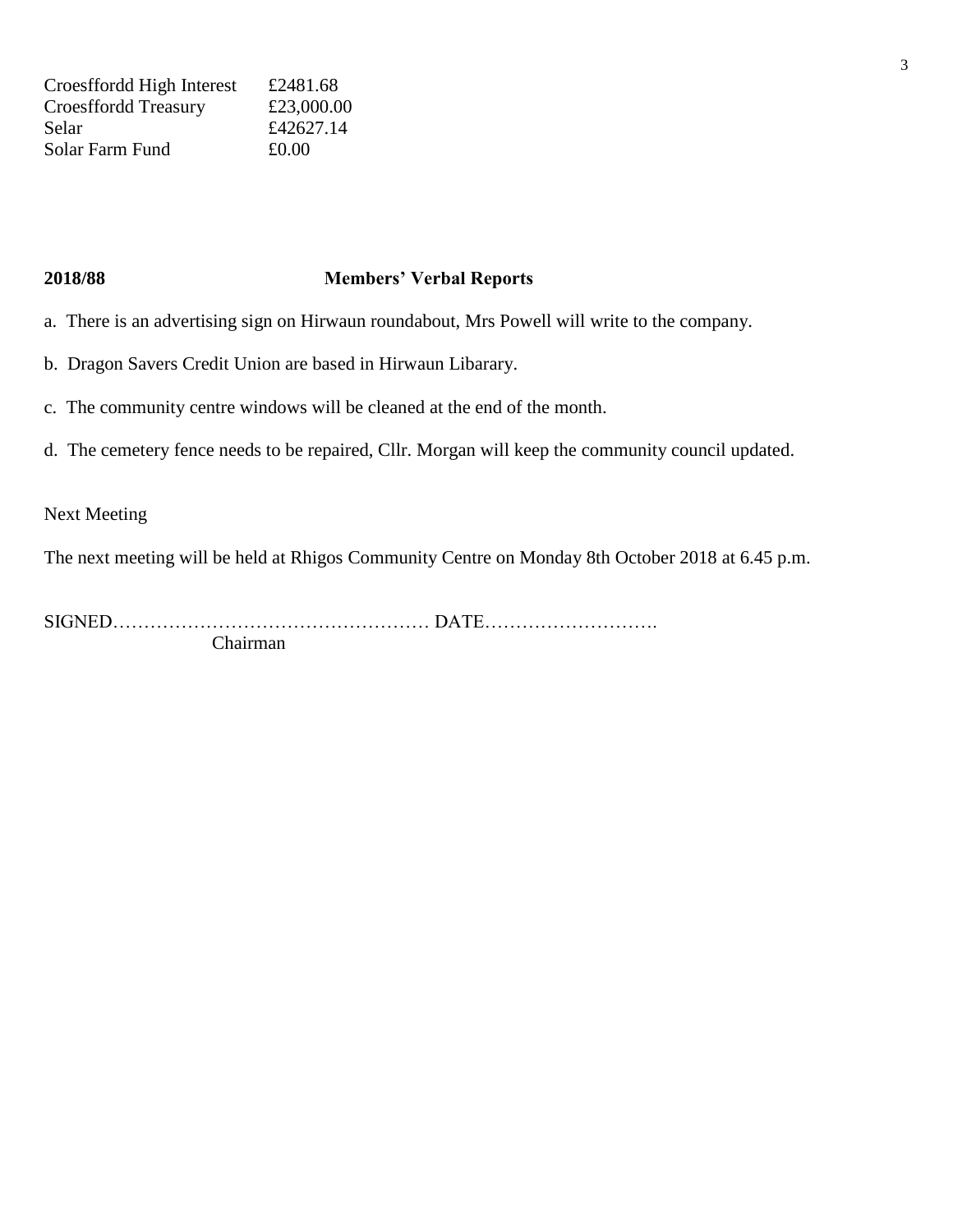| | |
|---|---|
| Croesffordd High Interest | £2481.68 |
| Croesffordd Treasury | £23,000.00 |
| Selar | £42627.14 |
| Solar Farm Fund | £0.00 |

**2018/88** **Members' Verbal Reports**

a. There is an advertising sign on Hirwaun roundabout, Mrs Powell will write to the company.

b. Dragon Savers Credit Union are based in Hirwaun Libarary.

c. The community centre windows will be cleaned at the end of the month.

d. The cemetery fence needs to be repaired, Cllr. Morgan will keep the community council updated.

Next Meeting

The next meeting will be held at Rhigos Community Centre on Monday 8th October 2018 at 6.45 p.m.

SIGNED…………………………………………… DATE……………………….
Chairman